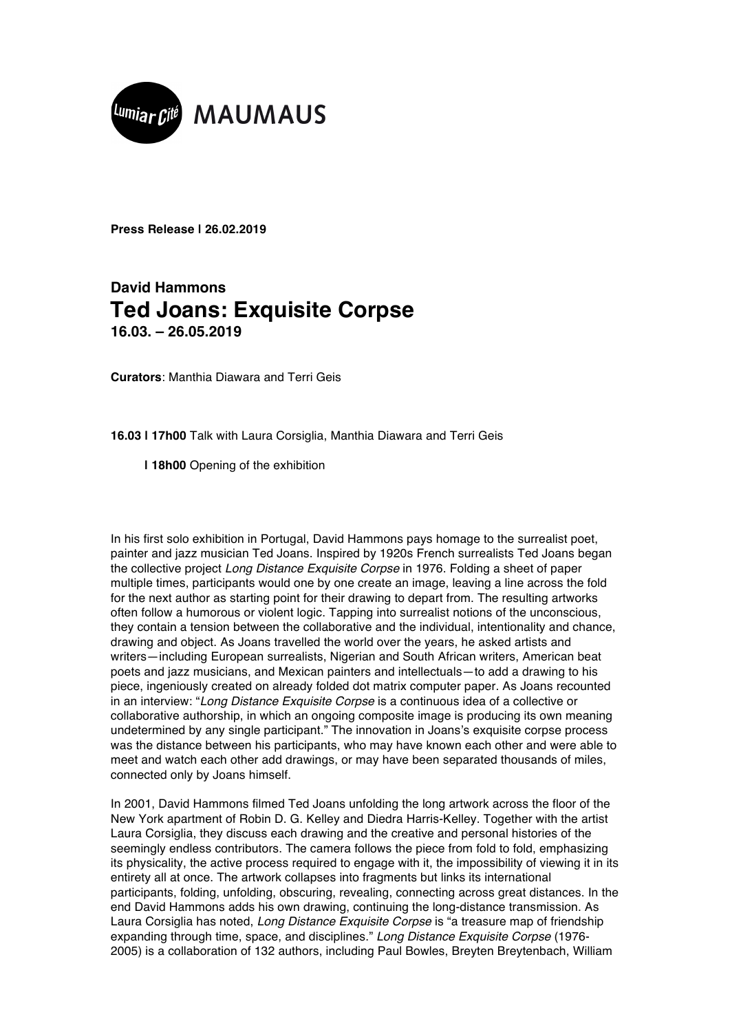Lumiar Cité MAUMAUS

**Press Release | 26.02.2019**

## David Hammons
# Ted Joans: Exquisite Corpse
**16.03. – 26.05.2019**

**Curators**: Manthia Diawara and Terri Geis

**16.03 | 17h00** Talk with Laura Corsiglia, Manthia Diawara and Terri Geis

**| 18h00** Opening of the exhibition

In his first solo exhibition in Portugal, David Hammons pays homage to the surrealist poet, painter and jazz musician Ted Joans. Inspired by 1920s French surrealists Ted Joans began the collective project *Long Distance Exquisite Corpse* in 1976. Folding a sheet of paper multiple times, participants would one by one create an image, leaving a line across the fold for the next author as starting point for their drawing to depart from. The resulting artworks often follow a humorous or violent logic. Tapping into surrealist notions of the unconscious, they contain a tension between the collaborative and the individual, intentionality and chance, drawing and object. As Joans travelled the world over the years, he asked artists and writers—including European surrealists, Nigerian and South African writers, American beat poets and jazz musicians, and Mexican painters and intellectuals—to add a drawing to his piece, ingeniously created on already folded dot matrix computer paper. As Joans recounted in an interview: "*Long Distance Exquisite Corpse* is a continuous idea of a collective or collaborative authorship, in which an ongoing composite image is producing its own meaning undetermined by any single participant." The innovation in Joans's exquisite corpse process was the distance between his participants, who may have known each other and were able to meet and watch each other add drawings, or may have been separated thousands of miles, connected only by Joans himself.

In 2001, David Hammons filmed Ted Joans unfolding the long artwork across the floor of the New York apartment of Robin D. G. Kelley and Diedra Harris-Kelley. Together with the artist Laura Corsiglia, they discuss each drawing and the creative and personal histories of the seemingly endless contributors. The camera follows the piece from fold to fold, emphasizing its physicality, the active process required to engage with it, the impossibility of viewing it in its entirety all at once. The artwork collapses into fragments but links its international participants, folding, unfolding, obscuring, revealing, connecting across great distances. In the end David Hammons adds his own drawing, continuing the long-distance transmission. As Laura Corsiglia has noted, *Long Distance Exquisite Corpse* is "a treasure map of friendship expanding through time, space, and disciplines." *Long Distance Exquisite Corpse* (1976-2005) is a collaboration of 132 authors, including Paul Bowles, Breyten Breytenbach, William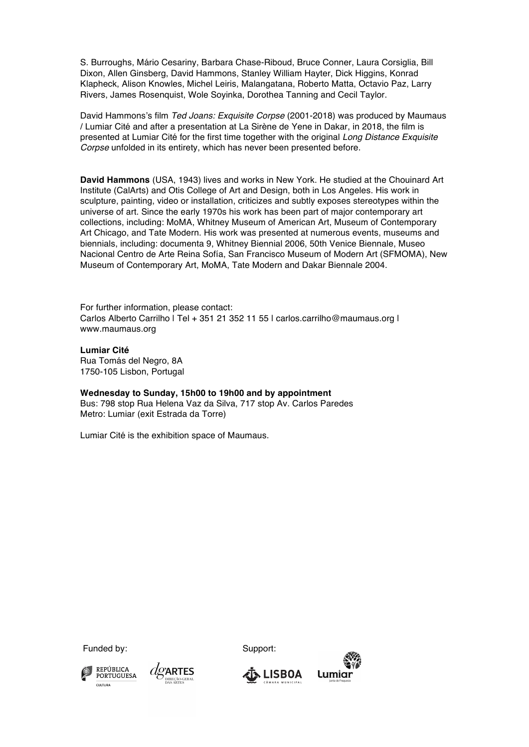S. Burroughs, Mário Cesariny, Barbara Chase-Riboud, Bruce Conner, Laura Corsiglia, Bill Dixon, Allen Ginsberg, David Hammons, Stanley William Hayter, Dick Higgins, Konrad Klapheck, Alison Knowles, Michel Leiris, Malangatana, Roberto Matta, Octavio Paz, Larry Rivers, James Rosenquist, Wole Soyinka, Dorothea Tanning and Cecil Taylor.

David Hammons's film *Ted Joans: Exquisite Corpse* (2001-2018) was produced by Maumaus / Lumiar Cité and after a presentation at La Sirène de Yene in Dakar, in 2018, the film is presented at Lumiar Cité for the first time together with the original *Long Distance Exquisite Corpse* unfolded in its entirety, which has never been presented before.

**David Hammons** (USA, 1943) lives and works in New York. He studied at the Chouinard Art Institute (CalArts) and Otis College of Art and Design, both in Los Angeles. His work in sculpture, painting, video or installation, criticizes and subtly exposes stereotypes within the universe of art. Since the early 1970s his work has been part of major contemporary art collections, including: MoMA, Whitney Museum of American Art, Museum of Contemporary Art Chicago, and Tate Modern. His work was presented at numerous events, museums and biennials, including: documenta 9, Whitney Biennial 2006, 50th Venice Biennale, Museo Nacional Centro de Arte Reina Sofía, San Francisco Museum of Modern Art (SFMOMA), New Museum of Contemporary Art, MoMA, Tate Modern and Dakar Biennale 2004.

For further information, please contact:
Carlos Alberto Carrilho | Tel + 351 21 352 11 55 | carlos.carrilho@maumaus.org | www.maumaus.org

**Lumiar Cité**
Rua Tomás del Negro, 8A
1750-105 Lisbon, Portugal

**Wednesday to Sunday, 15h00 to 19h00 and by appointment**
Bus: 798 stop Rua Helena Vaz da Silva, 717 stop Av. Carlos Paredes
Metro: Lumiar (exit Estrada da Torre)

Lumiar Cité is the exhibition space of Maumaus.

Funded by:

República Portuguesa Cultura

dgARTES Direção-Geral das Artes

Support:

Lisboa Câmara Municipal

Lumiar Junta de Freguesia